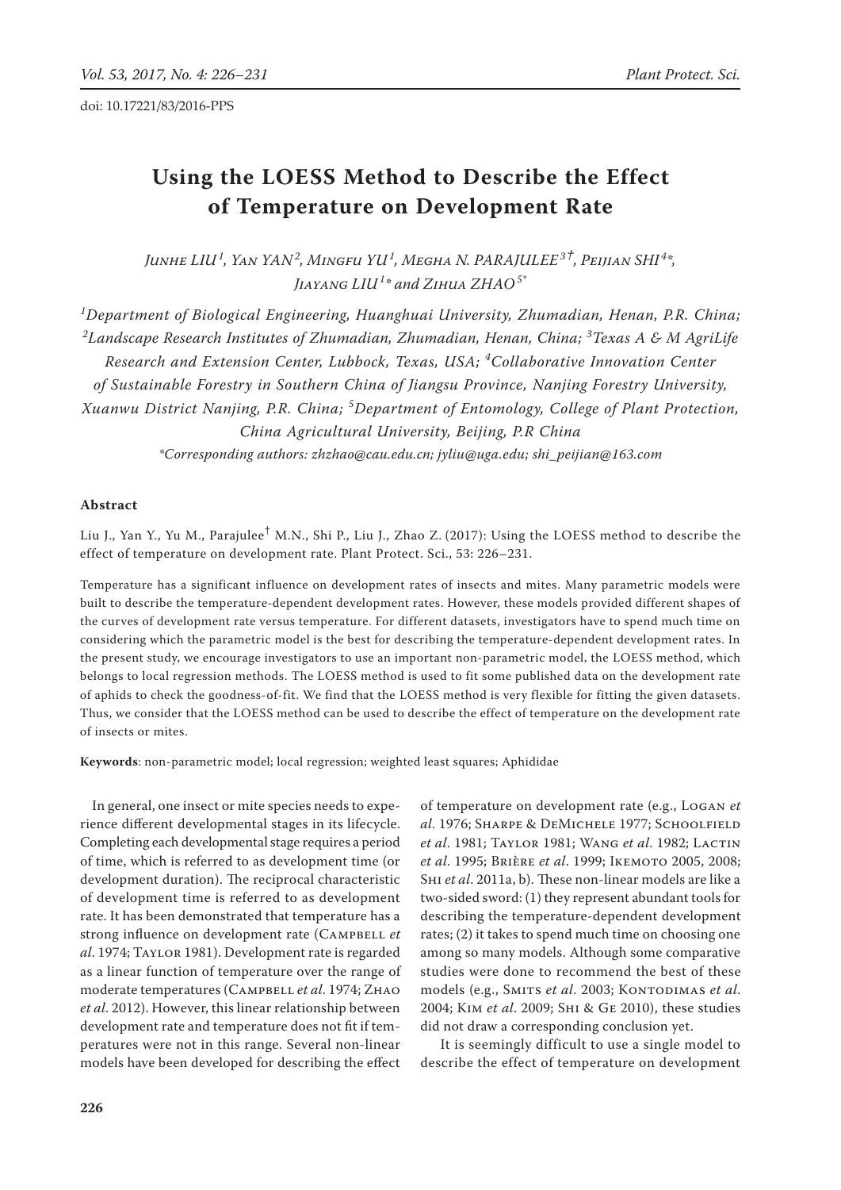doi: 10.17221/83/2016-PPS

# Using the LOESS Method to Describe the Effect of Temperature on Development Rate

*Junhe LIU[1], Yan YAN[2], Mingfu YU[1], Megha N. PARAJULEE[3†], Peijian SHI[4*], Jiayang LIU[1*] and Zihua ZHAO[5*]*

[1]*Department of Biological Engineering, Huanghuai University, Zhumadian, Henan, P.R. China;* [2]*Landscape Research Institutes of Zhumadian, Zhumadian, Henan, China;* [3]*Texas A & M AgriLife Research and Extension Center, Lubbock, Texas, USA;* [4]*Collaborative Innovation Center of Sustainable Forestry in Southern China of Jiangsu Province, Nanjing Forestry University, Xuanwu District Nanjing, P.R. China;* [5]*Department of Entomology, College of Plant Protection, China Agricultural University, Beijing, P.R China*

*\*Corresponding authors: zhzhao@cau.edu.cn; jyliu@uga.edu; shi_peijian@163.com*

### Abstract

Liu J., Yan Y., Yu M., Parajulee[†] M.N., Shi P., Liu J., Zhao Z. (2017): Using the LOESS method to describe the effect of temperature on development rate. Plant Protect. Sci., 53: 226–231.

Temperature has a significant influence on development rates of insects and mites. Many parametric models were built to describe the temperature-dependent development rates. However, these models provided different shapes of the curves of development rate versus temperature. For different datasets, investigators have to spend much time on considering which the parametric model is the best for describing the temperature-dependent development rates. In the present study, we encourage investigators to use an important non-parametric model, the LOESS method, which belongs to local regression methods. The LOESS method is used to fit some published data on the development rate of aphids to check the goodness-of-fit. We find that the LOESS method is very flexible for fitting the given datasets. Thus, we consider that the LOESS method can be used to describe the effect of temperature on the development rate of insects or mites.

**Keywords**: non-parametric model; local regression; weighted least squares; Aphididae

In general, one insect or mite species needs to experience different developmental stages in its lifecycle. Completing each developmental stage requires a period of time, which is referred to as development time (or development duration). The reciprocal characteristic of development time is referred to as development rate. It has been demonstrated that temperature has a strong influence on development rate (Campbell *et al*. 1974; Taylor 1981). Development rate is regarded as a linear function of temperature over the range of moderate temperatures (Campbell *et al*. 1974; Zhao *et al*. 2012). However, this linear relationship between development rate and temperature does not fit if temperatures were not in this range. Several non-linear models have been developed for describing the effect of temperature on development rate (e.g., Logan *et al*. 1976; Sharpe & DeMichele 1977; Schoolfield *et al*. 1981; Taylor 1981; Wang *et al*. 1982; Lactin *et al*. 1995; Brière *et al*. 1999; Ikemoto 2005, 2008; Shi *et al*. 2011a, b). These non-linear models are like a two-sided sword: (1) they represent abundant tools for describing the temperature-dependent development rates; (2) it takes to spend much time on choosing one among so many models. Although some comparative studies were done to recommend the best of these models (e.g., Smits *et al*. 2003; Kontodimas *et al*. 2004; Kim *et al*. 2009; Shi & Ge 2010), these studies did not draw a corresponding conclusion yet.

It is seemingly difficult to use a single model to describe the effect of temperature on development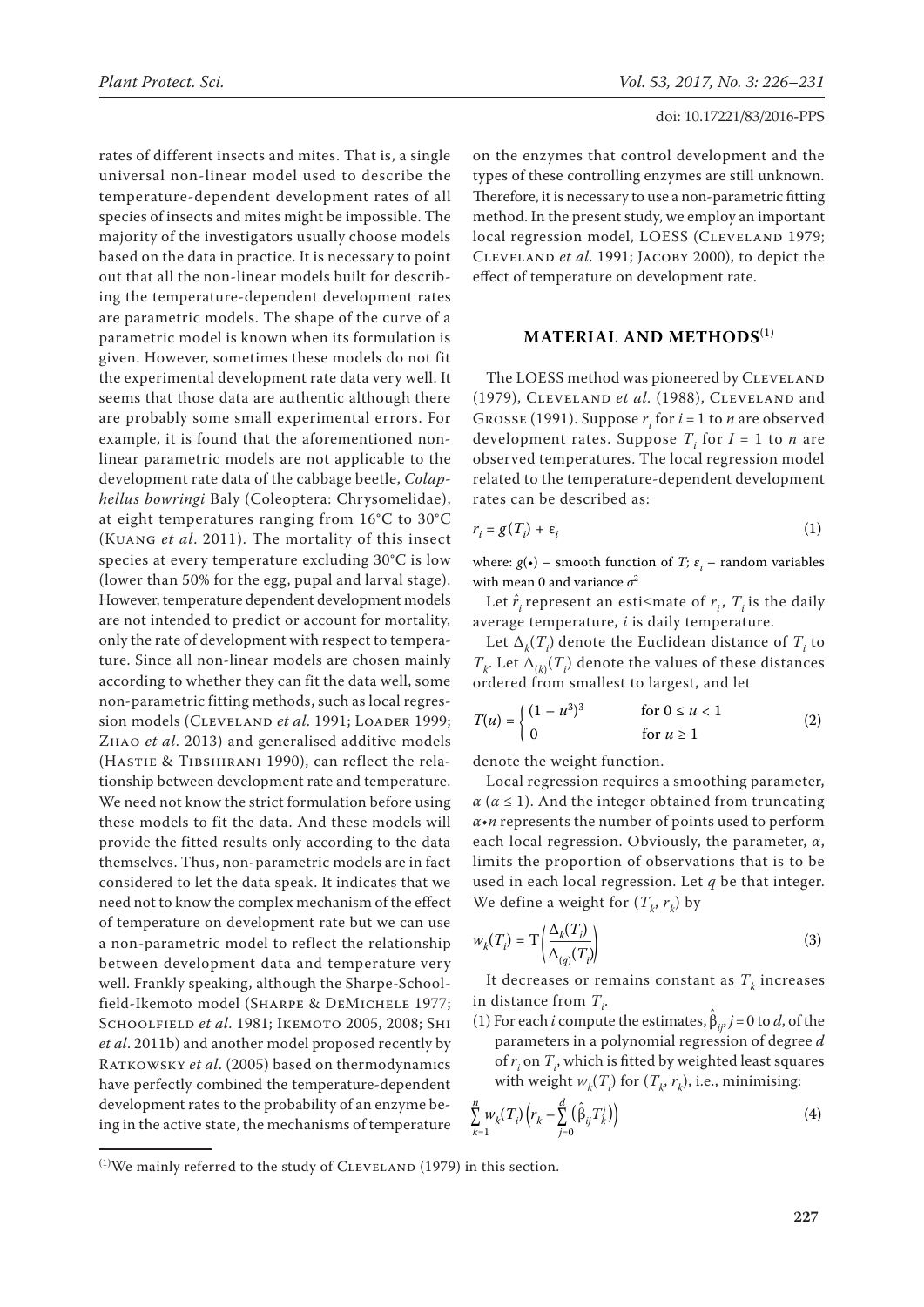rates of different insects and mites. That is, a single universal non-linear model used to describe the temperature-dependent development rates of all species of insects and mites might be impossible. The majority of the investigators usually choose models based on the data in practice. It is necessary to point out that all the non-linear models built for describing the temperature-dependent development rates are parametric models. The shape of the curve of a parametric model is known when its formulation is given. However, sometimes these models do not fit the experimental development rate data very well. It seems that those data are authentic although there are probably some small experimental errors. For example, it is found that the aforementioned non-linear parametric models are not applicable to the development rate data of the cabbage beetle, *Colaphellus bowringi* Baly (Coleoptera: Chrysomelidae), at eight temperatures ranging from 16°C to 30°C (Kuang *et al*. 2011). The mortality of this insect species at every temperature excluding 30°C is low (lower than 50% for the egg, pupal and larval stage). However, temperature dependent development models are not intended to predict or account for mortality, only the rate of development with respect to temperature. Since all non-linear models are chosen mainly according to whether they can fit the data well, some non-parametric fitting methods, such as local regression models (Cleveland *et al*. 1991; Loader 1999; Zhao *et al*. 2013) and generalised additive models (Hastie & Tibshirani 1990), can reflect the relationship between development rate and temperature. We need not know the strict formulation before using these models to fit the data. And these models will provide the fitted results only according to the data themselves. Thus, non-parametric models are in fact considered to let the data speak. It indicates that we need not to know the complex mechanism of the effect of temperature on development rate but we can use a non-parametric model to reflect the relationship between development data and temperature very well. Frankly speaking, although the Sharpe-Schoolfield-Ikemoto model (Sharpe & DeMichele 1977; Schoolfield *et al*. 1981; Ikemoto 2005, 2008; Shi *et al*. 2011b) and another model proposed recently by Ratkowsky *et al*. (2005) based on thermodynamics have perfectly combined the temperature-dependent development rates to the probability of an enzyme being in the active state, the mechanisms of temperature on the enzymes that control development and the types of these controlling enzymes are still unknown. Therefore, it is necessary to use a non-parametric fitting method. In the present study, we employ an important local regression model, LOESS (Cleveland 1979; Cleveland *et al*. 1991; Jacoby 2000), to depict the effect of temperature on development rate.

## MATERIAL AND METHODS[(1)]

The LOESS method was pioneered by Cleveland (1979), Cleveland *et al*. (1988), Cleveland and Grosse (1991). Suppose $r_i$ for $i = 1$ to $n$ are observed development rates. Suppose $T_i$ for $I = 1$ to $n$ are observed temperatures. The local regression model related to the temperature-dependent development rates can be described as:

$$r_i = g(T_i) + \varepsilon_i \tag{1}$$

where: $g(\bullet)$ – smooth function of $T$; $\varepsilon_i$ – random variables with mean 0 and variance $\sigma^2$

Let $\hat{r}_i$ represent an esti≤mate of $r_i$, $T_i$ is the daily average temperature, $i$ is daily temperature.

Let $\Delta_k(T_i)$ denote the Euclidean distance of $T_i$ to $T_k$. Let $\Delta_{(k)}(T_i)$ denote the values of these distances ordered from smallest to largest, and let

$$T(u) = \begin{cases} (1 - u^3)^3 & \text{for } 0 \leq u < 1 \\ 0 & \text{for } u \geq 1 \end{cases} \tag{2}$$

denote the weight function.

Local regression requires a smoothing parameter, $\alpha$ ($\alpha \leq 1$). And the integer obtained from truncating $\alpha \bullet n$ represents the number of points used to perform each local regression. Obviously, the parameter, $\alpha$, limits the proportion of observations that is to be used in each local regression. Let $q$ be that integer. We define a weight for $(T_k, r_k)$ by

$$w_k(T_i) = \mathrm{T}\left(\frac{\Delta_k(T_i)}{\Delta_{(q)}(T_i)}\right) \tag{3}$$

It decreases or remains constant as $T_k$ increases in distance from $T_i$.

(1) For each $i$ compute the estimates, $\hat{\beta}_{ij}$, $j = 0$ to $d$, of the parameters in a polynomial regression of degree $d$ of $r_i$ on $T_i$, which is fitted by weighted least squares with weight $w_k(T_i)$ for $(T_k, r_k)$, i.e., minimising:

$$\sum_{k=1}^{n} w_k(T_i)\left(r_k - \sum_{j=0}^{d}\left(\hat{\beta}_{ij}T_k^j\right)\right) \tag{4}$$

[(1)]We mainly referred to the study of Cleveland (1979) in this section.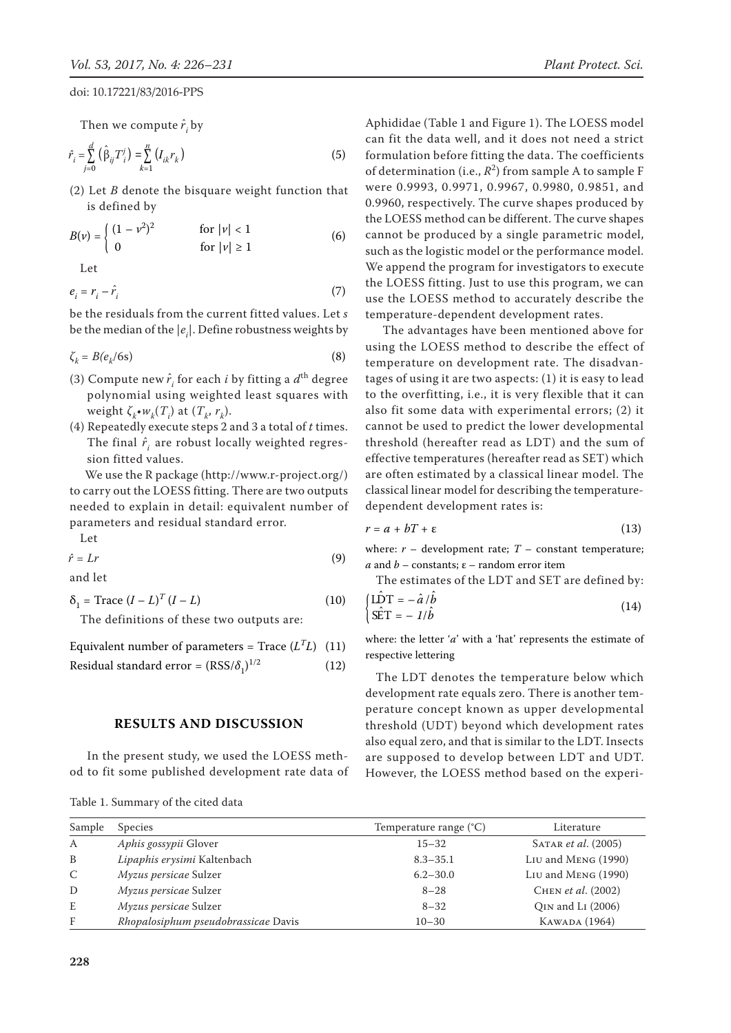Then we compute $\hat{r}_i$ by

$$\hat{r}_i = \sum_{j=0}^{d} \left(\hat{\beta}_{ij} T_i^j\right) = \sum_{k=1}^{n} \left(I_{ik} r_k\right) \tag{5}$$

(2) Let $B$ denote the bisquare weight function that is defined by

$$B(v) = \begin{cases} (1 - v^2)^2 & \text{for } |v| < 1 \\ 0 & \text{for } |v| \geq 1 \end{cases} \tag{6}$$

Let

$$e_i = r_i - \hat{r}_i \tag{7}$$

be the residuals from the current fitted values. Let $s$ be the median of the $|e_i|$. Define robustness weights by

$$\zeta_k = B(e_k/6s) \tag{8}$$

(3) Compute new $\hat{r}_i$ for each $i$ by fitting a $d^{\text{th}}$ degree polynomial using weighted least squares with weight $\zeta_k \cdot w_k(T_i)$ at $(T_k, r_k)$.

(4) Repeatedly execute steps 2 and 3 a total of $t$ times. The final $\hat{r}_i$ are robust locally weighted regression fitted values.

We use the R package (http://www.r-project.org/) to carry out the LOESS fitting. There are two outputs needed to explain in detail: equivalent number of parameters and residual standard error.

Let

$$\hat{r} = Lr \tag{9}$$

and let

$$\delta_1 = \text{Trace } (I - L)^T (I - L) \tag{10}$$

The definitions of these two outputs are:

$$\text{Equivalent number of parameters} = \text{Trace } (L^T L) \tag{11}$$

$$\text{Residual standard error} = (\text{RSS}/\delta_1)^{1/2} \tag{12}$$

## RESULTS AND DISCUSSION

In the present study, we used the LOESS method to fit some published development rate data of Aphididae (Table 1 and Figure 1). The LOESS model can fit the data well, and it does not need a strict formulation before fitting the data. The coefficients of determination (i.e., $R^2$) from sample A to sample F were 0.9993, 0.9971, 0.9967, 0.9980, 0.9851, and 0.9960, respectively. The curve shapes produced by the LOESS method can be different. The curve shapes cannot be produced by a single parametric model, such as the logistic model or the performance model. We append the program for investigators to execute the LOESS fitting. Just to use this program, we can use the LOESS method to accurately describe the temperature-dependent development rates.

The advantages have been mentioned above for using the LOESS method to describe the effect of temperature on development rate. The disadvantages of using it are two aspects: (1) it is easy to lead to the overfitting, i.e., it is very flexible that it can also fit some data with experimental errors; (2) it cannot be used to predict the lower developmental threshold (hereafter read as LDT) and the sum of effective temperatures (hereafter read as SET) which are often estimated by a classical linear model. The classical linear model for describing the temperature-dependent development rates is:

$$r = a + bT + \varepsilon \tag{13}$$

where: $r$ – development rate; $T$ – constant temperature; $a$ and $b$ – constants; $\varepsilon$ – random error item

The estimates of the LDT and SET are defined by:

$$\begin{cases} \hat{\text{LDT}} = -\hat{a}/\hat{b} \\ \hat{\text{SET}} = -1/\hat{b} \end{cases} \tag{14}$$

where: the letter '$a$' with a 'hat' represents the estimate of respective lettering

The LDT denotes the temperature below which development rate equals zero. There is another temperature concept known as upper developmental threshold (UDT) beyond which development rates also equal zero, and that is similar to the LDT. Insects are supposed to develop between LDT and UDT. However, the LOESS method based on the experi-

Table 1. Summary of the cited data

| Sample | Species | Temperature range (°C) | Literature |
|---|---|---|---|
| A | *Aphis gossypii* Glover | 15–32 | Satar *et al.* (2005) |
| B | *Lipaphis erysimi* Kaltenbach | 8.3–35.1 | Liu and Meng (1990) |
| C | *Myzus persicae* Sulzer | 6.2–30.0 | Liu and Meng (1990) |
| D | *Myzus persicae* Sulzer | 8–28 | Chen *et al.* (2002) |
| E | *Myzus persicae* Sulzer | 8–32 | Qin and Li (2006) |
| F | *Rhopalosiphum pseudobrassicae* Davis | 10–30 | Kawada (1964) |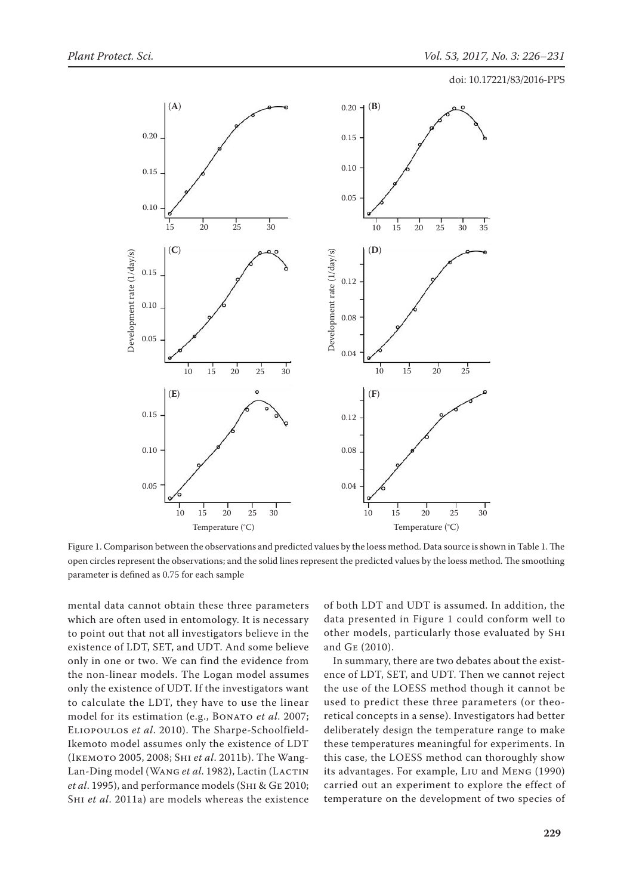Figure 1. Comparison between the observations and predicted values by the loess method. Data source is shown in Table 1. The open circles represent the observations; and the solid lines represent the predicted values by the loess method. The smoothing parameter is defined as 0.75 for each sample

mental data cannot obtain these three parameters which are often used in entomology. It is necessary to point out that not all investigators believe in the existence of LDT, SET, and UDT. And some believe only in one or two. We can find the evidence from the non-linear models. The Logan model assumes only the existence of UDT. If the investigators want to calculate the LDT, they have to use the linear model for its estimation (e.g., Bonato *et al*. 2007; Eliopoulos *et al*. 2010). The Sharpe-Schoolfield-Ikemoto model assumes only the existence of LDT (Ikemoto 2005, 2008; Shi *et al*. 2011b). The Wang-Lan-Ding model (Wang *et al*. 1982), Lactin (Lactin *et al*. 1995), and performance models (Shi & Ge 2010; Shi *et al*. 2011a) are models whereas the existence of both LDT and UDT is assumed. In addition, the data presented in Figure 1 could conform well to other models, particularly those evaluated by Shi and Ge (2010).

In summary, there are two debates about the existence of LDT, SET, and UDT. Then we cannot reject the use of the LOESS method though it cannot be used to predict these three parameters (or theoretical concepts in a sense). Investigators had better deliberately design the temperature range to make these temperatures meaningful for experiments. In this case, the LOESS method can thoroughly show its advantages. For example, Liu and Meng (1990) carried out an experiment to explore the effect of temperature on the development of two species of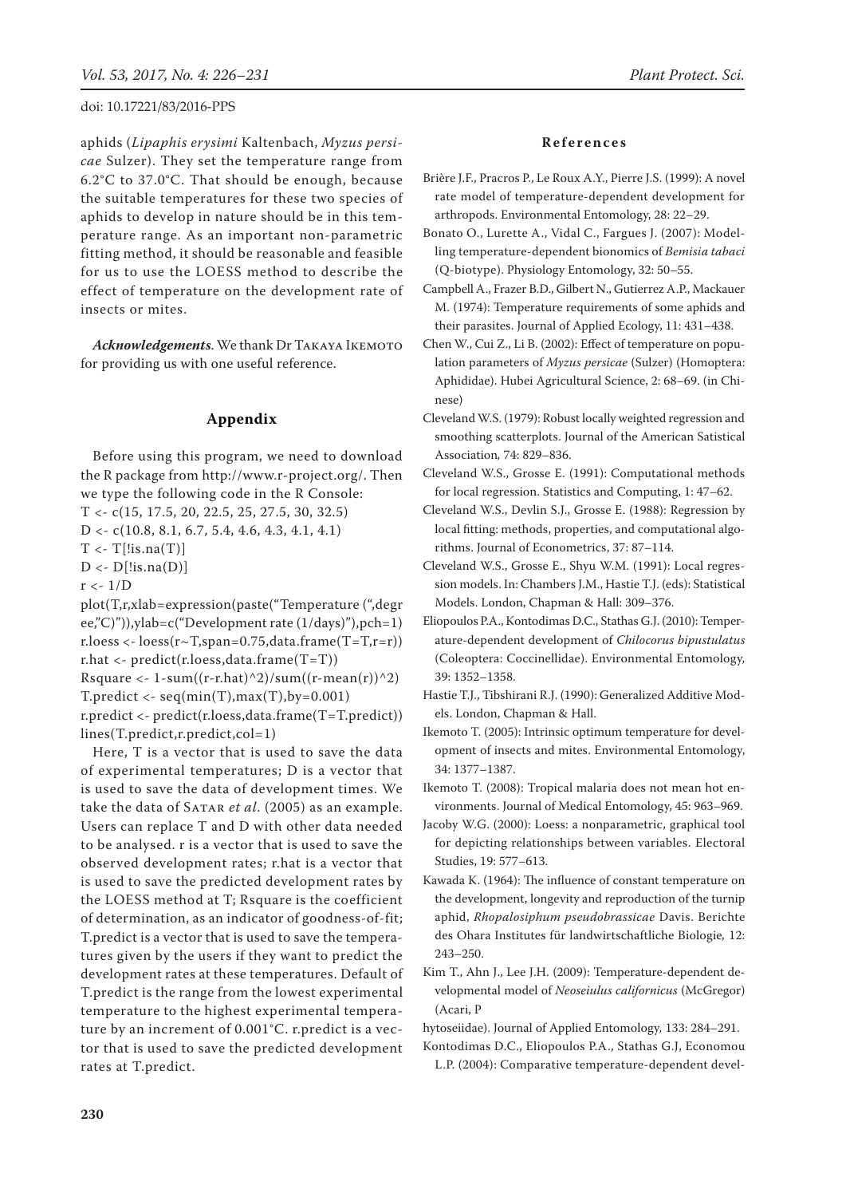aphids (*Lipaphis erysimi* Kaltenbach, *Myzus persicae* Sulzer). They set the temperature range from 6.2°C to 37.0°C. That should be enough, because the suitable temperatures for these two species of aphids to develop in nature should be in this temperature range. As an important non-parametric fitting method, it should be reasonable and feasible for us to use the LOESS method to describe the effect of temperature on the development rate of insects or mites.

***Acknowledgements***. We thank Dr Takaya Ikemoto for providing us with one useful reference.

## Appendix

Before using this program, we need to download the R package from http://www.r-project.org/. Then we type the following code in the R Console:

```
T <- c(15, 17.5, 20, 22.5, 25, 27.5, 30, 32.5)
D <- c(10.8, 8.1, 6.7, 5.4, 4.6, 4.3, 4.1, 4.1)
T <- T[!is.na(T)]
D <- D[!is.na(D)]
r <- 1/D
plot(T,r,xlab=expression(paste("Temperature (",degree,"C)")),ylab=c("Development rate (1/days)"),pch=1)
r.loess <- loess(r~T,span=0.75,data.frame(T=T,r=r))
r.hat <- predict(r.loess,data.frame(T=T))
Rsquare <- 1-sum((r-r.hat)^2)/sum((r-mean(r))^2)
T.predict <- seq(min(T),max(T),by=0.001)
r.predict <- predict(r.loess,data.frame(T=T.predict))
lines(T.predict,r.predict,col=1)
```

Here, T is a vector that is used to save the data of experimental temperatures; D is a vector that is used to save the data of development times. We take the data of Satar *et al*. (2005) as an example. Users can replace T and D with other data needed to be analysed. r is a vector that is used to save the observed development rates; r.hat is a vector that is used to save the predicted development rates by the LOESS method at T; Rsquare is the coefficient of determination, as an indicator of goodness-of-fit; T.predict is a vector that is used to save the temperatures given by the users if they want to predict the development rates at these temperatures. Default of T.predict is the range from the lowest experimental temperature to the highest experimental temperature by an increment of 0.001°C. r.predict is a vector that is used to save the predicted development rates at T.predict.

## References

Brière J.F., Pracros P., Le Roux A.Y., Pierre J.S. (1999): A novel rate model of temperature-dependent development for arthropods. Environmental Entomology, 28: 22–29.

Bonato O., Lurette A., Vidal C., Fargues J. (2007): Modelling temperature-dependent bionomics of *Bemisia tabaci* (Q-biotype). Physiology Entomology, 32: 50–55.

Campbell A., Frazer B.D., Gilbert N., Gutierrez A.P., Mackauer M. (1974): Temperature requirements of some aphids and their parasites. Journal of Applied Ecology, 11: 431–438.

Chen W., Cui Z., Li B. (2002): Effect of temperature on population parameters of *Myzus persicae* (Sulzer) (Homoptera: Aphididae). Hubei Agricultural Science, 2: 68–69. (in Chinese)

Cleveland W.S. (1979): Robust locally weighted regression and smoothing scatterplots. Journal of the American Satistical Association, 74: 829–836.

Cleveland W.S., Grosse E. (1991): Computational methods for local regression. Statistics and Computing, 1: 47–62.

Cleveland W.S., Devlin S.J., Grosse E. (1988): Regression by local fitting: methods, properties, and computational algorithms. Journal of Econometrics, 37: 87–114.

Cleveland W.S., Grosse E., Shyu W.M. (1991): Local regression models. In: Chambers J.M., Hastie T.J. (eds): Statistical Models. London, Chapman & Hall: 309–376.

Eliopoulos P.A., Kontodimas D.C., Stathas G.J. (2010): Temperature-dependent development of *Chilocorus bipustulatus* (Coleoptera: Coccinellidae). Environmental Entomology, 39: 1352–1358.

Hastie T.J., Tibshirani R.J. (1990): Generalized Additive Models. London, Chapman & Hall.

Ikemoto T. (2005): Intrinsic optimum temperature for development of insects and mites. Environmental Entomology, 34: 1377–1387.

Ikemoto T. (2008): Tropical malaria does not mean hot environments. Journal of Medical Entomology, 45: 963–969.

Jacoby W.G. (2000): Loess: a nonparametric, graphical tool for depicting relationships between variables. Electoral Studies, 19: 577–613.

Kawada K. (1964): The influence of constant temperature on the development, longevity and reproduction of the turnip aphid, *Rhopalosiphum pseudobrassicae* Davis. Berichte des Ohara Institutes für landwirtschaftliche Biologie, 12: 243–250.

Kim T., Ahn J., Lee J.H. (2009): Temperature-dependent developmental model of *Neoseiulus californicus* (McGregor) (Acari, P hytoseiidae). Journal of Applied Entomology, 133: 284–291.

Kontodimas D.C., Eliopoulos P.A., Stathas G.J, Economou L.P. (2004): Comparative temperature-dependent devel-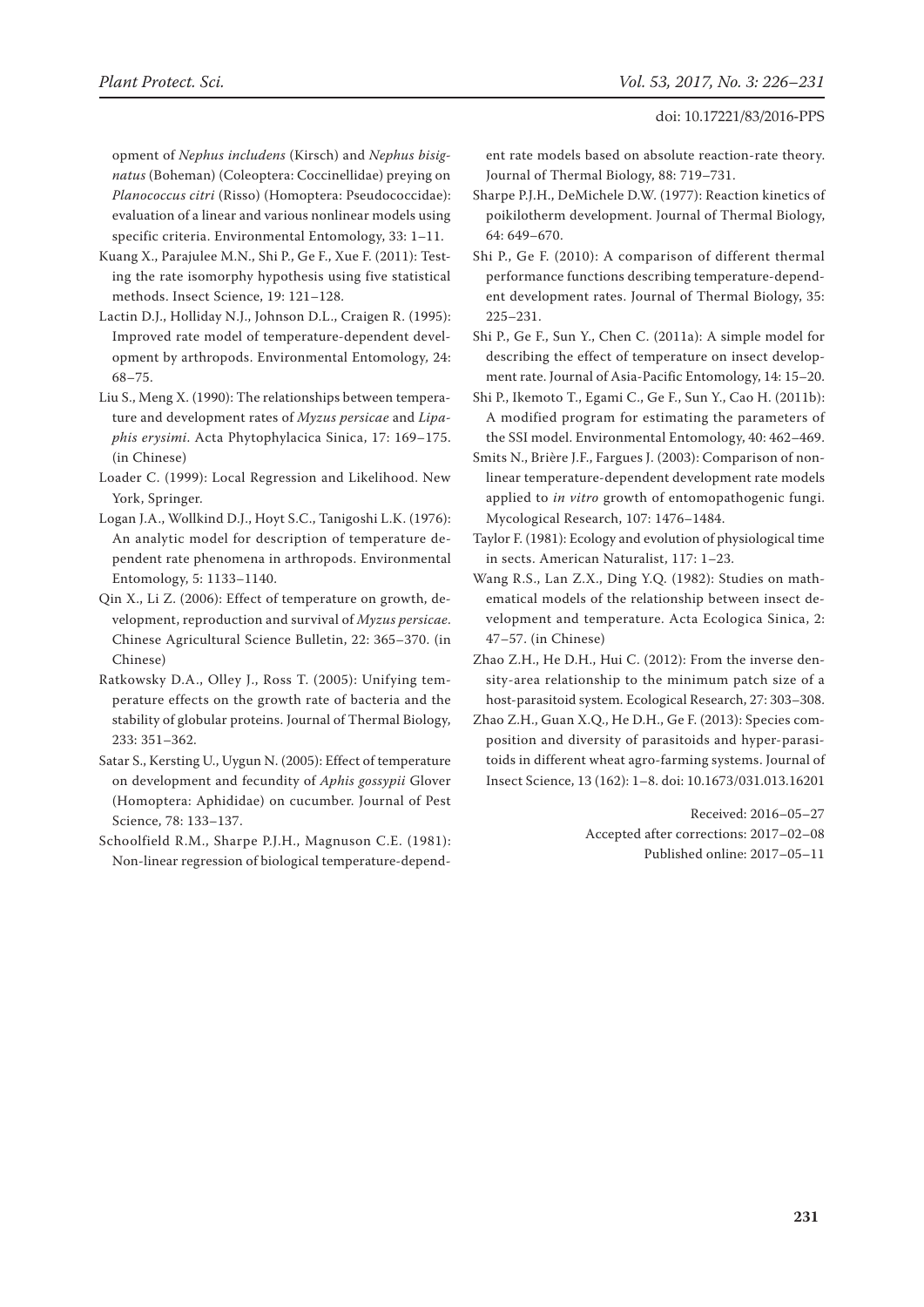opment of *Nephus includens* (Kirsch) and *Nephus bisignatus* (Boheman) (Coleoptera: Coccinellidae) preying on *Planococcus citri* (Risso) (Homoptera: Pseudococcidae): evaluation of a linear and various nonlinear models using specific criteria. Environmental Entomology, 33: 1–11.

Kuang X., Parajulee M.N., Shi P., Ge F., Xue F. (2011): Testing the rate isomorphy hypothesis using five statistical methods. Insect Science, 19: 121–128.

Lactin D.J., Holliday N.J., Johnson D.L., Craigen R. (1995): Improved rate model of temperature-dependent development by arthropods. Environmental Entomology, 24: 68–75.

Liu S., Meng X. (1990): The relationships between temperature and development rates of *Myzus persicae* and *Lipaphis erysimi*. Acta Phytophylacica Sinica, 17: 169–175. (in Chinese)

Loader C. (1999): Local Regression and Likelihood. New York, Springer.

Logan J.A., Wollkind D.J., Hoyt S.C., Tanigoshi L.K. (1976): An analytic model for description of temperature dependent rate phenomena in arthropods. Environmental Entomology, 5: 1133–1140.

Qin X., Li Z. (2006): Effect of temperature on growth, development, reproduction and survival of *Myzus persicae*. Chinese Agricultural Science Bulletin, 22: 365–370. (in Chinese)

Ratkowsky D.A., Olley J., Ross T. (2005): Unifying temperature effects on the growth rate of bacteria and the stability of globular proteins. Journal of Thermal Biology, 233: 351–362.

Satar S., Kersting U., Uygun N. (2005): Effect of temperature on development and fecundity of *Aphis gossypii* Glover (Homoptera: Aphididae) on cucumber. Journal of Pest Science, 78: 133–137.

Schoolfield R.M., Sharpe P.J.H., Magnuson C.E. (1981): Non-linear regression of biological temperature-dependent rate models based on absolute reaction-rate theory. Journal of Thermal Biology, 88: 719–731.

Sharpe P.J.H., DeMichele D.W. (1977): Reaction kinetics of poikilotherm development. Journal of Thermal Biology, 64: 649–670.

Shi P., Ge F. (2010): A comparison of different thermal performance functions describing temperature-dependent development rates. Journal of Thermal Biology, 35: 225–231.

Shi P., Ge F., Sun Y., Chen C. (2011a): A simple model for describing the effect of temperature on insect development rate. Journal of Asia-Pacific Entomology, 14: 15–20.

Shi P., Ikemoto T., Egami C., Ge F., Sun Y., Cao H. (2011b): A modified program for estimating the parameters of the SSI model. Environmental Entomology, 40: 462–469.

Smits N., Brière J.F., Fargues J. (2003): Comparison of non-linear temperature-dependent development rate models applied to *in vitro* growth of entomopathogenic fungi. Mycological Research, 107: 1476–1484.

Taylor F. (1981): Ecology and evolution of physiological time in sects. American Naturalist, 117: 1–23.

Wang R.S., Lan Z.X., Ding Y.Q. (1982): Studies on mathematical models of the relationship between insect development and temperature. Acta Ecologica Sinica, 2: 47–57. (in Chinese)

Zhao Z.H., He D.H., Hui C. (2012): From the inverse density-area relationship to the minimum patch size of a host-parasitoid system. Ecological Research, 27: 303–308.

Zhao Z.H., Guan X.Q., He D.H., Ge F. (2013): Species composition and diversity of parasitoids and hyper-parasitoids in different wheat agro-farming systems. Journal of Insect Science, 13 (162): 1–8. doi: 10.1673/031.013.16201

Received: 2016–05–27
Accepted after corrections: 2017–02–08
Published online: 2017–05–11